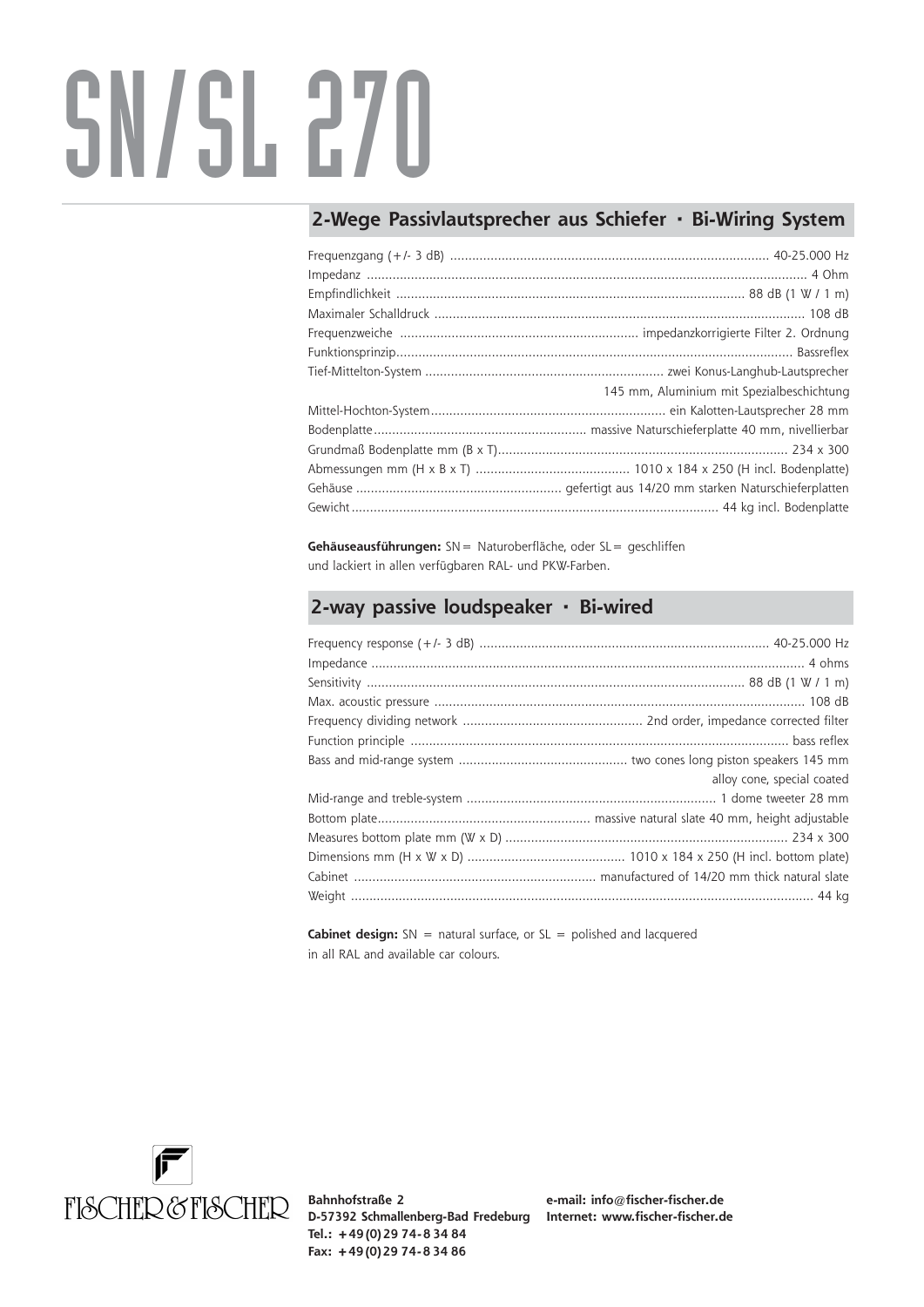# SN/SL 270

## 2-Wege Passivlautsprecher aus Schiefer · Bi-Wiring System

| | |
|---|---|
| Frequenzgang (+/- 3 dB) | 40-25.000 Hz |
| Impedanz | 4 Ohm |
| Empfindlichkeit | 88 dB (1 W / 1 m) |
| Maximaler Schalldruck | 108 dB |
| Frequenzweiche | impedanzkorrigierte Filter 2. Ordnung |
| Funktionsprinzip | Bassreflex |
| Tief-Mittelton-System | zwei Konus-Langhub-Lautsprecher 145 mm, Aluminium mit Spezialbeschichtung |
| Mittel-Hochton-System | ein Kalotten-Lautsprecher 28 mm |
| Bodenplatte | massive Naturschieferplatte 40 mm, nivellierbar |
| Grundmaß Bodenplatte mm (B x T) | 234 x 300 |
| Abmessungen mm (H x B x T) | 1010 x 184 x 250 (H incl. Bodenplatte) |
| Gehäuse | gefertigt aus 14/20 mm starken Naturschieferplatten |
| Gewicht | 44 kg incl. Bodenplatte |

**Gehäuseausführungen:** SN = Naturoberfläche, oder SL = geschliffen und lackiert in allen verfügbaren RAL- und PKW-Farben.

## 2-way passive loudspeaker · Bi-wired

| | |
|---|---|
| Frequency response (+/- 3 dB) | 40-25.000 Hz |
| Impedance | 4 ohms |
| Sensitivity | 88 dB (1 W / 1 m) |
| Max. acoustic pressure | 108 dB |
| Frequency dividing network | 2nd order, impedance corrected filter |
| Function principle | bass reflex |
| Bass and mid-range system | two cones long piston speakers 145 mm alloy cone, special coated |
| Mid-range and treble-system | 1 dome tweeter 28 mm |
| Bottom plate | massive natural slate 40 mm, height adjustable |
| Measures bottom plate mm (W x D) | 234 x 300 |
| Dimensions mm (H x W x D) | 1010 x 184 x 250 (H incl. bottom plate) |
| Cabinet | manufactured of 14/20 mm thick natural slate |
| Weight | 44 kg |

**Cabinet design:** SN = natural surface, or SL = polished and lacquered in all RAL and available car colours.

FISCHER & FISCHER

**Bahnhofstraße 2**
**D-57392 Schmallenberg-Bad Fredeburg**
**Tel.: +49(0)29 74-8 34 84**
**Fax: +49(0)29 74-8 34 86**

**e-mail: info@fischer-fischer.de**
**Internet: www.fischer-fischer.de**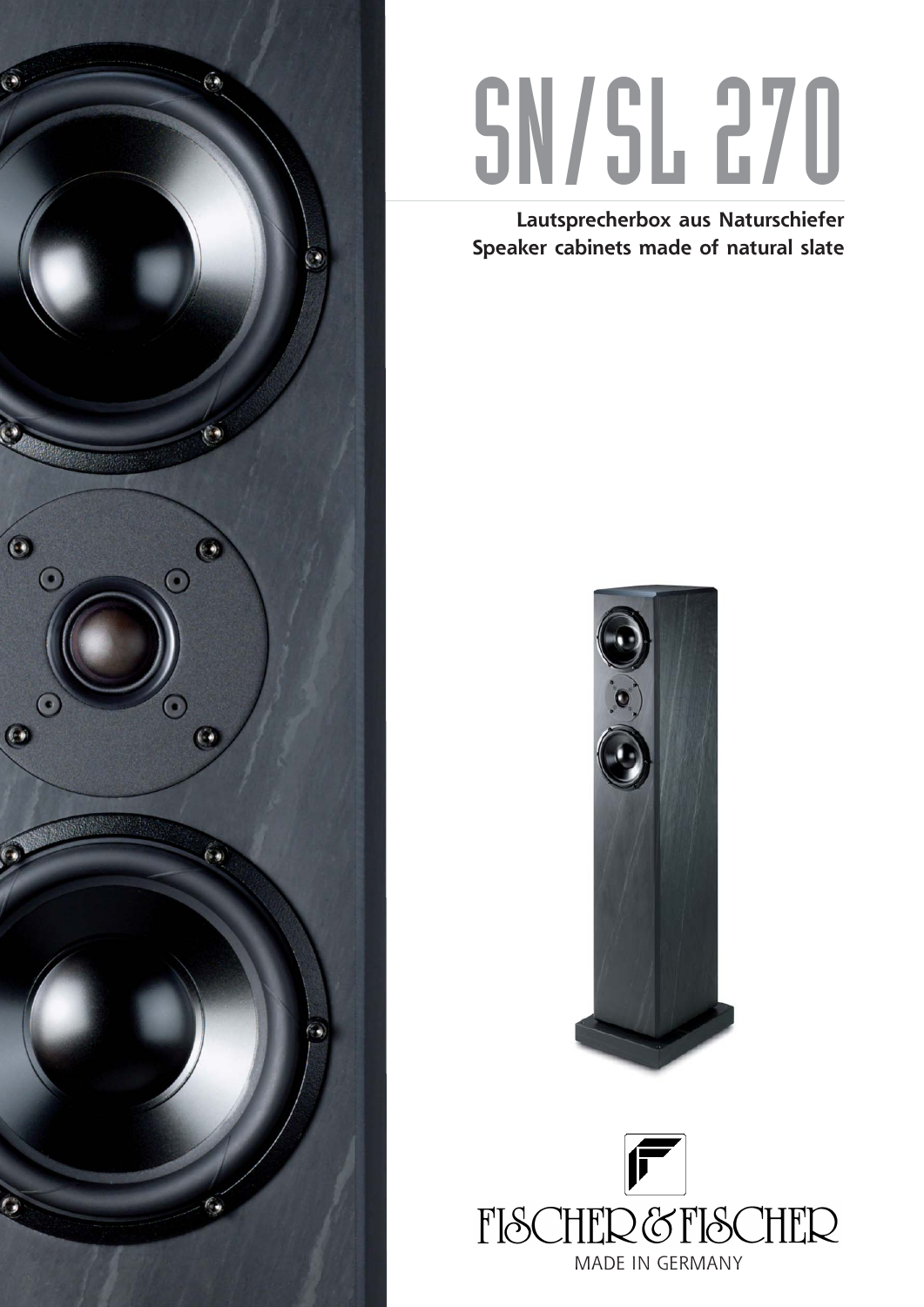# SN/SL 270

**Lautsprecherbox aus Naturschiefer**
**Speaker cabinets made of natural slate**

FISCHER & FISCHER

MADE IN GERMANY